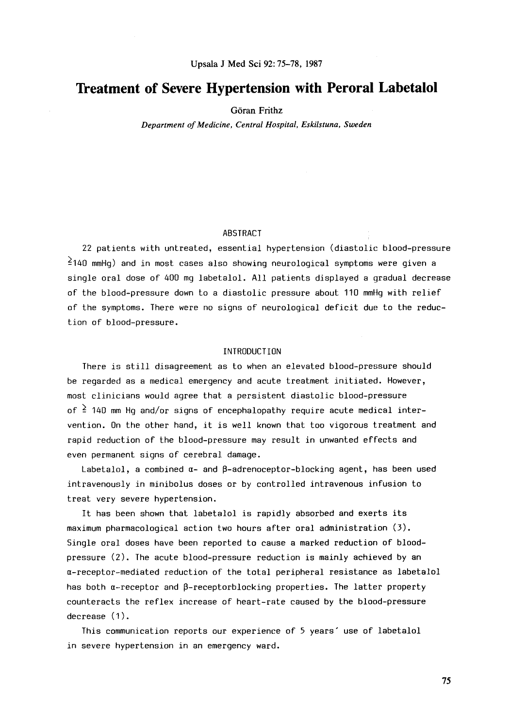# Treatment of Severe Hypertension with Peroral Labetalol

Göran Frithz

*Department of Medicine, Central Hospital, Eskilstuna, Sweden*

## ABSTRACT

22 patients with untreated, essential hypertension (diastolic blood-pressure ≥140 mmHg) and in most cases also showing neurological symptoms were given a single oral dose of 400 mg labetalol. All patients displayed a gradual decrease of the blood-pressure down to a diastolic pressure about 110 mmHg with relief of the symptoms. There were no signs of neurological deficit due to the reduction of blood-pressure.

## INTRODUCTION

There is still disagreement as to when an elevated blood-pressure should be regarded as a medical emergency and acute treatment initiated. However, most clinicians would agree that a persistent diastolic blood-pressure of ≥ 140 mm Hg and/or signs of encephalopathy require acute medical intervention. On the other hand, it is well known that too vigorous treatment and rapid reduction of the blood-pressure may result in unwanted effects and even permanent signs of cerebral damage.

Labetalol, a combined α- and β-adrenoceptor-blocking agent, has been used intravenously in minibolus doses or by controlled intravenous infusion to treat very severe hypertension.

It has been shown that labetalol is rapidly absorbed and exerts its maximum pharmacological action two hours after oral administration (3). Single oral doses have been reported to cause a marked reduction of blood-pressure (2). The acute blood-pressure reduction is mainly achieved by an α-receptor-mediated reduction of the total peripheral resistance as labetalol has both α-receptor and β-receptorblocking properties. The latter property counteracts the reflex increase of heart-rate caused by the blood-pressure decrease (1).

This communication reports our experience of 5 years´ use of labetalol in severe hypertension in an emergency ward.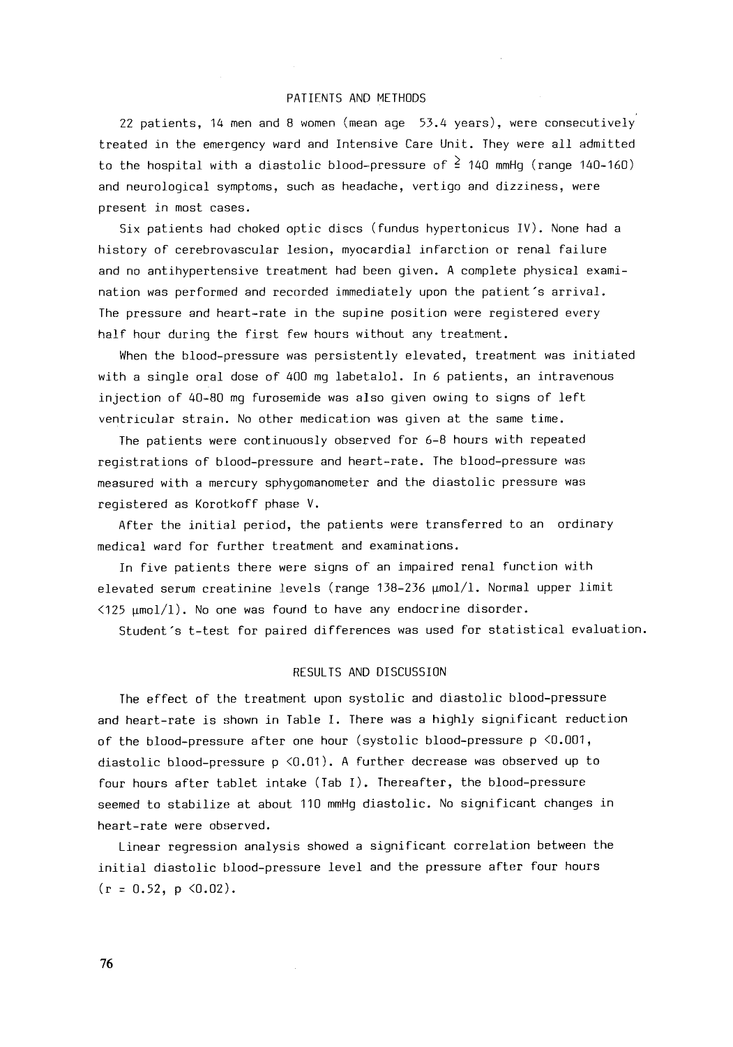## PATIENTS AND METHODS

22 patients, 14 men and 8 women (mean age 53.4 years), were consecutively treated in the emergency ward and Intensive Care Unit. They were all admitted to the hospital with a diastolic blood-pressure of $\geq$ 140 mmHg (range 140-160) and neurological symptoms, such as headache, vertigo and dizziness, were present in most cases.

Six patients had choked optic discs (fundus hypertonicus IV). None had a history of cerebrovascular lesion, myocardial infarction or renal failure and no antihypertensive treatment had been given. A complete physical examination was performed and recorded immediately upon the patient´s arrival. The pressure and heart-rate in the supine position were registered every half hour during the first few hours without any treatment.

When the blood-pressure was persistently elevated, treatment was initiated with a single oral dose of 400 mg labetalol. In 6 patients, an intravenous injection of 40-80 mg furosemide was also given owing to signs of left ventricular strain. No other medication was given at the same time.

The patients were continuously observed for 6-8 hours with repeated registrations of blood-pressure and heart-rate. The blood-pressure was measured with a mercury sphygomanometer and the diastolic pressure was registered as Korotkoff phase V.

After the initial period, the patients were transferred to an ordinary medical ward for further treatment and examinations.

In five patients there were signs of an impaired renal function with elevated serum creatinine levels (range 138-236 µmol/l. Normal upper limit <125 µmol/l). No one was found to have any endocrine disorder.

Student´s t-test for paired differences was used for statistical evaluation.

## RESULTS AND DISCUSSION

The effect of the treatment upon systolic and diastolic blood-pressure and heart-rate is shown in Table I. There was a highly significant reduction of the blood-pressure after one hour (systolic blood-pressure $p < 0.001$, diastolic blood-pressure $p < 0.01$). A further decrease was observed up to four hours after tablet intake (Tab I). Thereafter, the blood-pressure seemed to stabilize at about 110 mmHg diastolic. No significant changes in heart-rate were observed.

Linear regression analysis showed a significant correlation between the initial diastolic blood-pressure level and the pressure after four hours ($r = 0.52$, $p < 0.02$).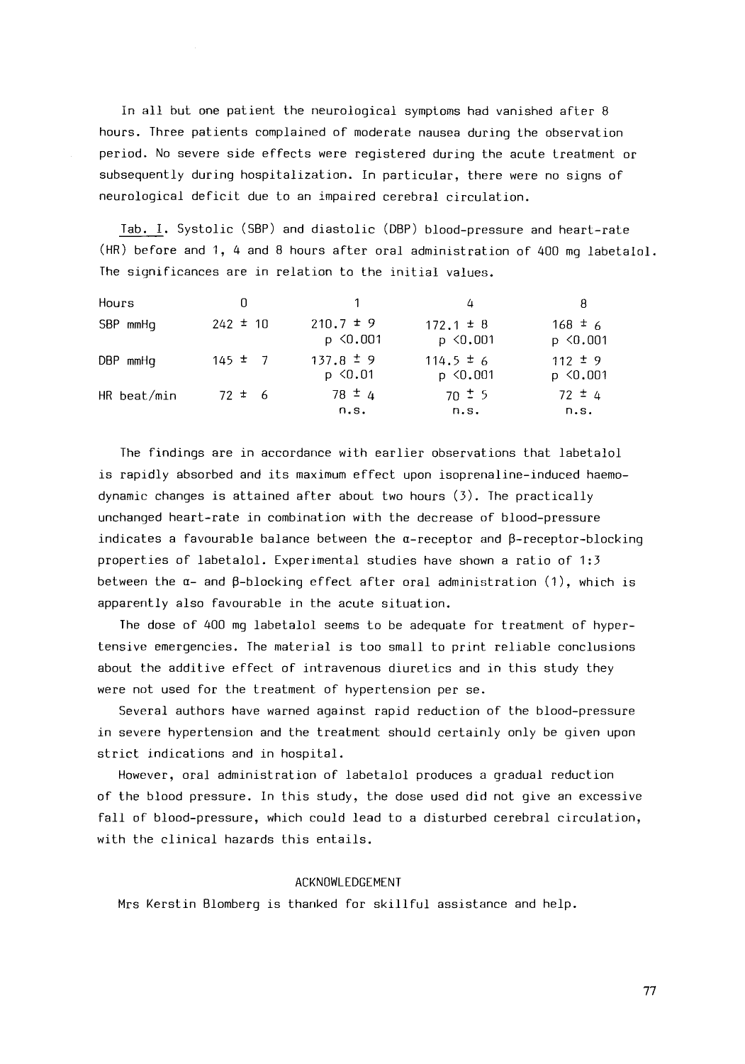In all but one patient the neurological symptoms had vanished after 8 hours. Three patients complained of moderate nausea during the observation period. No severe side effects were registered during the acute treatment or subsequently during hospitalization. In particular, there were no signs of neurological deficit due to an impaired cerebral circulation.

Tab. I. Systolic (SBP) and diastolic (DBP) blood-pressure and heart-rate (HR) before and 1, 4 and 8 hours after oral administration of 400 mg labetalol. The significances are in relation to the initial values.

| Hours | 0 | 1 | 4 | 8 |
|---|---|---|---|---|
| SBP mmHg | 242 ± 10 | 210.7 ± 9<br>$p < 0.001$ | 172.1 ± 8<br>$p < 0.001$ | 168 ± 6<br>$p < 0.001$ |
| DBP mmHg | 145 ± 7 | 137.8 ± 9<br>$p < 0.01$ | 114.5 ± 6<br>$p < 0.001$ | 112 ± 9<br>$p < 0.001$ |
| HR beat/min | 72 ± 6 | 78 ± 4<br>n.s. | 70 ± 5<br>n.s. | 72 ± 4<br>n.s. |

The findings are in accordance with earlier observations that labetalol is rapidly absorbed and its maximum effect upon isoprenaline-induced haemodynamic changes is attained after about two hours (3). The practically unchanged heart-rate in combination with the decrease of blood-pressure indicates a favourable balance between the α-receptor and β-receptor-blocking properties of labetalol. Experimental studies have shown a ratio of 1:3 between the α- and β-blocking effect after oral administration (1), which is apparently also favourable in the acute situation.

The dose of 400 mg labetalol seems to be adequate for treatment of hypertensive emergencies. The material is too small to print reliable conclusions about the additive effect of intravenous diuretics and in this study they were not used for the treatment of hypertension per se.

Several authors have warned against rapid reduction of the blood-pressure in severe hypertension and the treatment should certainly only be given upon strict indications and in hospital.

However, oral administration of labetalol produces a gradual reduction of the blood pressure. In this study, the dose used did not give an excessive fall of blood-pressure, which could lead to a disturbed cerebral circulation, with the clinical hazards this entails.

## ACKNOWLEDGEMENT

Mrs Kerstin Blomberg is thanked for skillful assistance and help.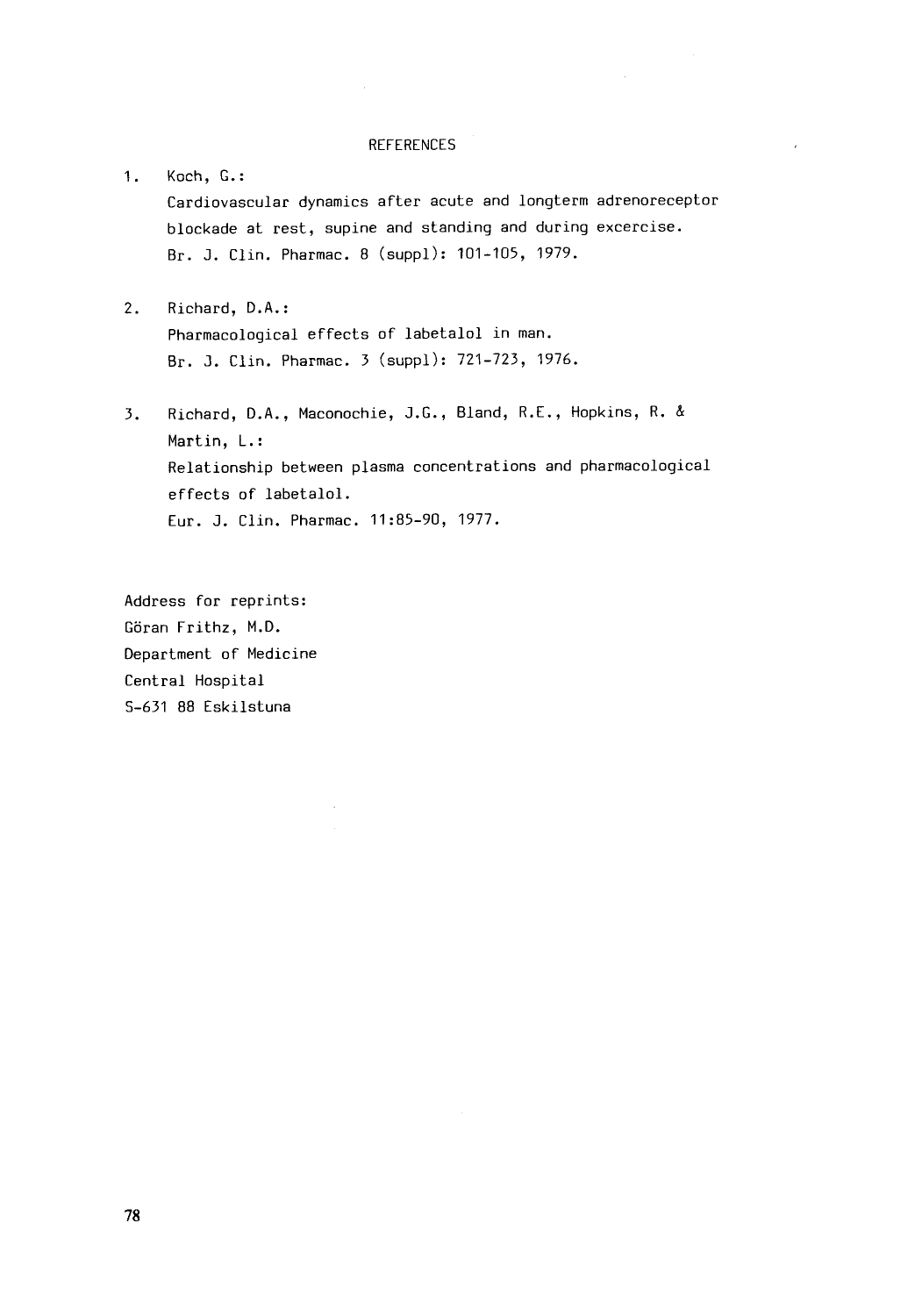## REFERENCES

1. Koch, G.:
   Cardiovascular dynamics after acute and longterm adrenoreceptor blockade at rest, supine and standing and during excercise.
   Br. J. Clin. Pharmac. 8 (suppl): 101-105, 1979.

2. Richard, D.A.:
   Pharmacological effects of labetalol in man.
   Br. J. Clin. Pharmac. 3 (suppl): 721-723, 1976.

3. Richard, D.A., Maconochie, J.G., Bland, R.E., Hopkins, R. & Martin, L.:
   Relationship between plasma concentrations and pharmacological effects of labetalol.
   Eur. J. Clin. Pharmac. 11:85-90, 1977.

Address for reprints:
Göran Frithz, M.D.
Department of Medicine
Central Hospital
S-631 88 Eskilstuna